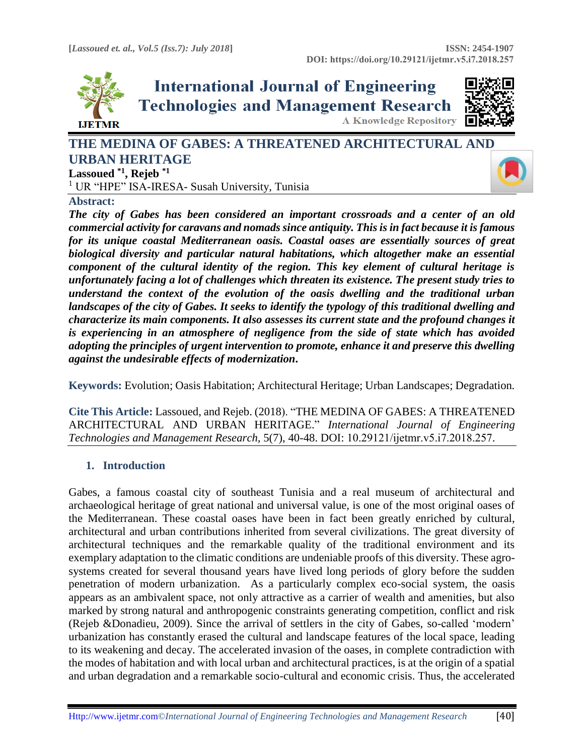# THE MEDINA OF GABES: A THREATENED ARCHITECTURAL AND URBAN HERITAGE

**Lassoued [*1], Rejeb [*1]**

[1] UR "HPE" ISA-IRESA- Susah University, Tunisia

## Abstract:

***The city of Gabes has been considered an important crossroads and a center of an old commercial activity for caravans and nomads since antiquity. This is in fact because it is famous for its unique coastal Mediterranean oasis. Coastal oases are essentially sources of great biological diversity and particular natural habitations, which altogether make an essential component of the cultural identity of the region. This key element of cultural heritage is unfortunately facing a lot of challenges which threaten its existence. The present study tries to understand the context of the evolution of the oasis dwelling and the traditional urban landscapes of the city of Gabes. It seeks to identify the typology of this traditional dwelling and characterize its main components. It also assesses its current state and the profound changes it is experiencing in an atmosphere of negligence from the side of state which has avoided adopting the principles of urgent intervention to promote, enhance it and preserve this dwelling against the undesirable effects of modernization.***

**Keywords:** Evolution; Oasis Habitation; Architectural Heritage; Urban Landscapes; Degradation.

**Cite This Article:** Lassoued, and Rejeb. (2018). "THE MEDINA OF GABES: A THREATENED ARCHITECTURAL AND URBAN HERITAGE." *International Journal of Engineering Technologies and Management Research,* 5(7), 40-48. DOI: 10.29121/ijetmr.v5.i7.2018.257.

## 1. Introduction

Gabes, a famous coastal city of southeast Tunisia and a real museum of architectural and archaeological heritage of great national and universal value, is one of the most original oases of the Mediterranean. These coastal oases have been in fact been greatly enriched by cultural, architectural and urban contributions inherited from several civilizations. The great diversity of architectural techniques and the remarkable quality of the traditional environment and its exemplary adaptation to the climatic conditions are undeniable proofs of this diversity. These agro-systems created for several thousand years have lived long periods of glory before the sudden penetration of modern urbanization. As a particularly complex eco-social system, the oasis appears as an ambivalent space, not only attractive as a carrier of wealth and amenities, but also marked by strong natural and anthropogenic constraints generating competition, conflict and risk (Rejeb &Donadieu, 2009). Since the arrival of settlers in the city of Gabes, so-called 'modern' urbanization has constantly erased the cultural and landscape features of the local space, leading to its weakening and decay. The accelerated invasion of the oases, in complete contradiction with the modes of habitation and with local urban and architectural practices, is at the origin of a spatial and urban degradation and a remarkable socio-cultural and economic crisis. Thus, the accelerated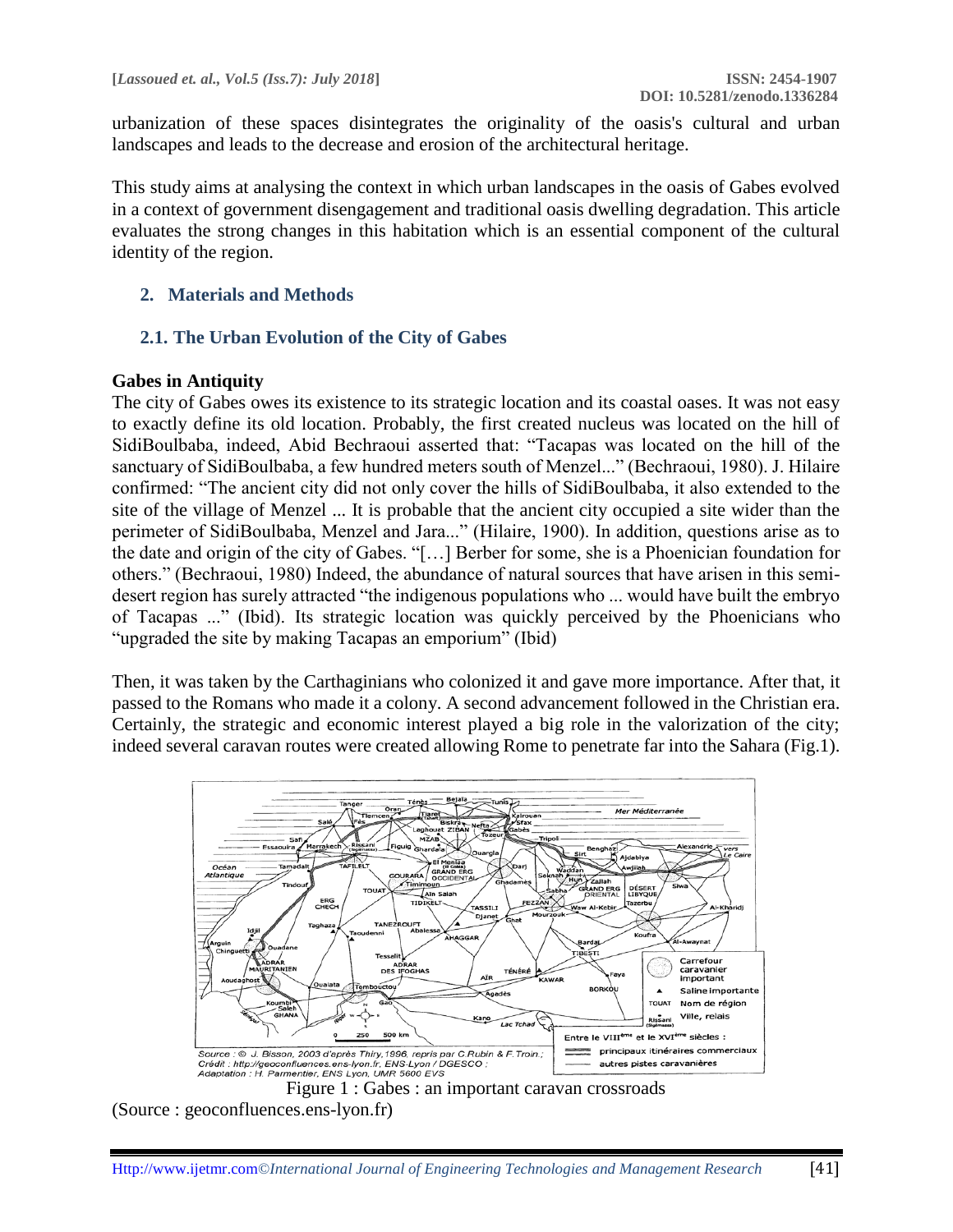urbanization of these spaces disintegrates the originality of the oasis's cultural and urban landscapes and leads to the decrease and erosion of the architectural heritage.

This study aims at analysing the context in which urban landscapes in the oasis of Gabes evolved in a context of government disengagement and traditional oasis dwelling degradation. This article evaluates the strong changes in this habitation which is an essential component of the cultural identity of the region.

## 2. Materials and Methods

### 2.1. The Urban Evolution of the City of Gabes

**Gabes in Antiquity**

The city of Gabes owes its existence to its strategic location and its coastal oases. It was not easy to exactly define its old location. Probably, the first created nucleus was located on the hill of SidiBoulbaba, indeed, Abid Bechraoui asserted that: "Tacapas was located on the hill of the sanctuary of SidiBoulbaba, a few hundred meters south of Menzel..." (Bechraoui, 1980). J. Hilaire confirmed: "The ancient city did not only cover the hills of SidiBoulbaba, it also extended to the site of the village of Menzel ... It is probable that the ancient city occupied a site wider than the perimeter of SidiBoulbaba, Menzel and Jara..." (Hilaire, 1900). In addition, questions arise as to the date and origin of the city of Gabes. "[…] Berber for some, she is a Phoenician foundation for others." (Bechraoui, 1980) Indeed, the abundance of natural sources that have arisen in this semi-desert region has surely attracted "the indigenous populations who ... would have built the embryo of Tacapas ..." (Ibid). Its strategic location was quickly perceived by the Phoenicians who "upgraded the site by making Tacapas an emporium" (Ibid)

Then, it was taken by the Carthaginians who colonized it and gave more importance. After that, it passed to the Romans who made it a colony. A second advancement followed in the Christian era. Certainly, the strategic and economic interest played a big role in the valorization of the city; indeed several caravan routes were created allowing Rome to penetrate far into the Sahara (Fig.1).

Figure 1 : Gabes : an important caravan crossroads
(Source : geoconfluences.ens-lyon.fr)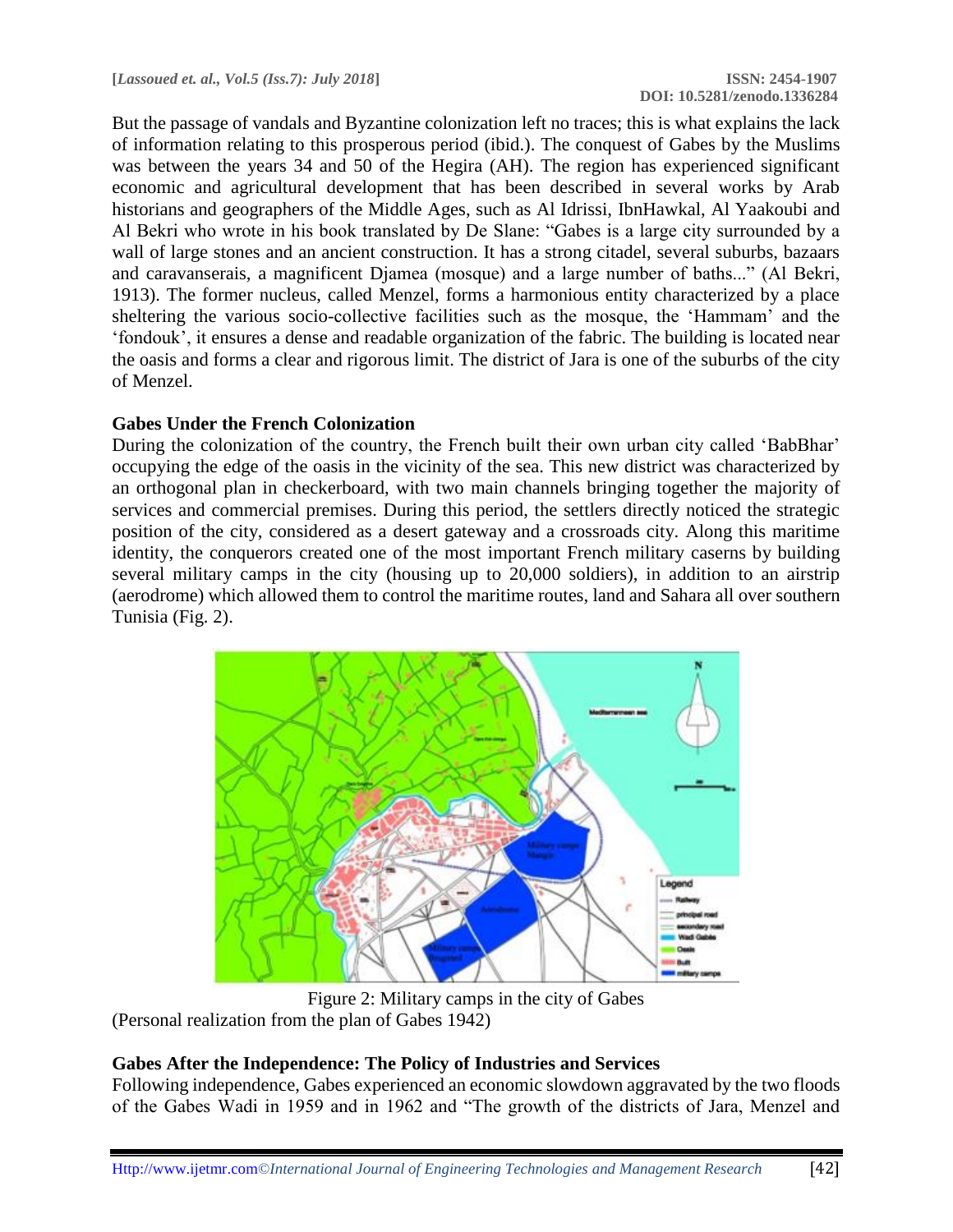But the passage of vandals and Byzantine colonization left no traces; this is what explains the lack of information relating to this prosperous period (ibid.). The conquest of Gabes by the Muslims was between the years 34 and 50 of the Hegira (AH). The region has experienced significant economic and agricultural development that has been described in several works by Arab historians and geographers of the Middle Ages, such as Al Idrissi, IbnHawkal, Al Yaakoubi and Al Bekri who wrote in his book translated by De Slane: "Gabes is a large city surrounded by a wall of large stones and an ancient construction. It has a strong citadel, several suburbs, bazaars and caravanserais, a magnificent Djamea (mosque) and a large number of baths..." (Al Bekri, 1913). The former nucleus, called Menzel, forms a harmonious entity characterized by a place sheltering the various socio-collective facilities such as the mosque, the 'Hammam' and the 'fondouk', it ensures a dense and readable organization of the fabric. The building is located near the oasis and forms a clear and rigorous limit. The district of Jara is one of the suburbs of the city of Menzel.

## Gabes Under the French Colonization

During the colonization of the country, the French built their own urban city called 'BabBhar' occupying the edge of the oasis in the vicinity of the sea. This new district was characterized by an orthogonal plan in checkerboard, with two main channels bringing together the majority of services and commercial premises. During this period, the settlers directly noticed the strategic position of the city, considered as a desert gateway and a crossroads city. Along this maritime identity, the conquerors created one of the most important French military caserns by building several military camps in the city (housing up to 20,000 soldiers), in addition to an airstrip (aerodrome) which allowed them to control the maritime routes, land and Sahara all over southern Tunisia (Fig. 2).

Figure 2: Military camps in the city of Gabes
(Personal realization from the plan of Gabes 1942)

## Gabes After the Independence: The Policy of Industries and Services

Following independence, Gabes experienced an economic slowdown aggravated by the two floods of the Gabes Wadi in 1959 and in 1962 and "The growth of the districts of Jara, Menzel and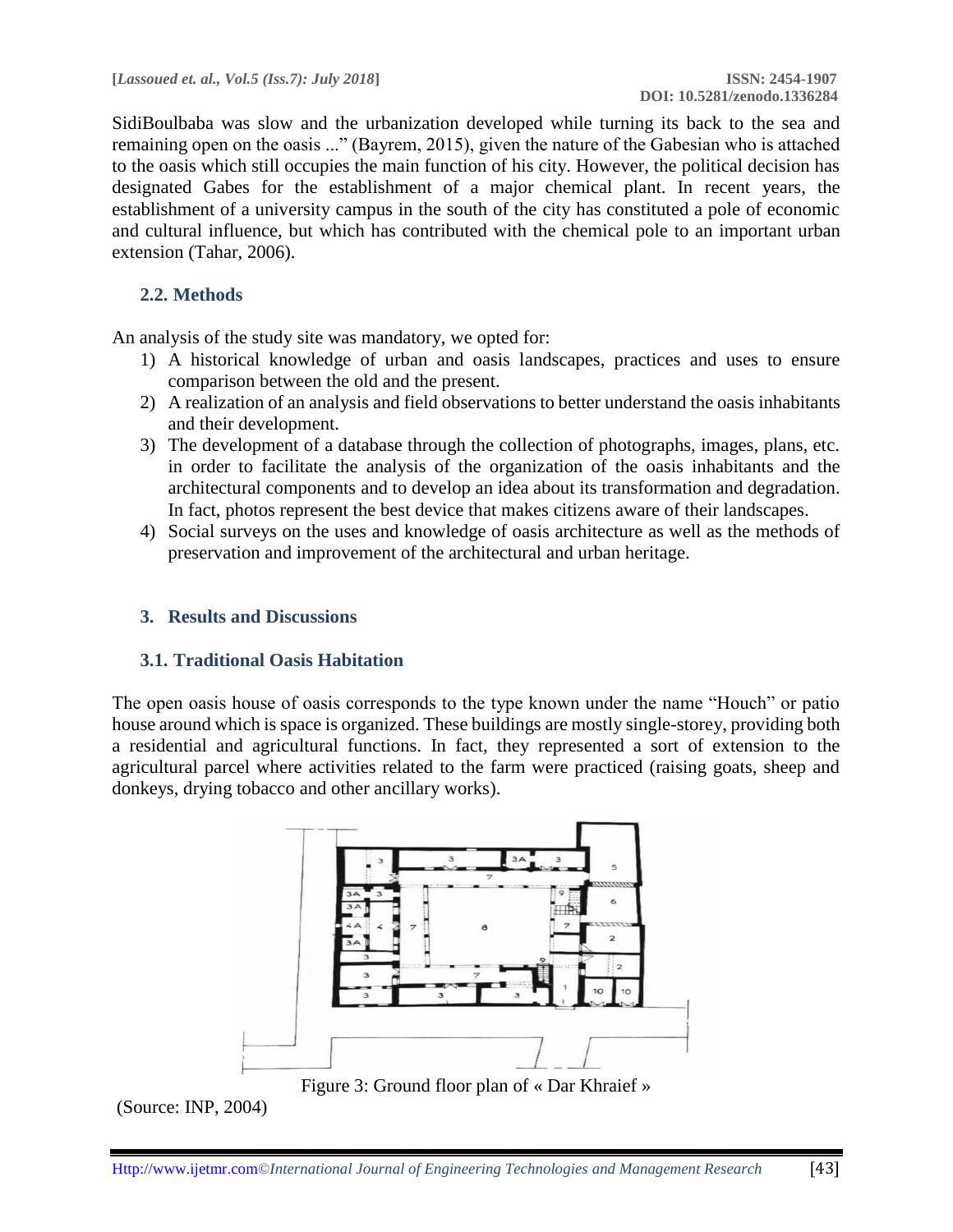SidiBoulbaba was slow and the urbanization developed while turning its back to the sea and remaining open on the oasis ..." (Bayrem, 2015), given the nature of the Gabesian who is attached to the oasis which still occupies the main function of his city. However, the political decision has designated Gabes for the establishment of a major chemical plant. In recent years, the establishment of a university campus in the south of the city has constituted a pole of economic and cultural influence, but which has contributed with the chemical pole to an important urban extension (Tahar, 2006).

### 2.2. Methods

An analysis of the study site was mandatory, we opted for:

1) A historical knowledge of urban and oasis landscapes, practices and uses to ensure comparison between the old and the present.
2) A realization of an analysis and field observations to better understand the oasis inhabitants and their development.
3) The development of a database through the collection of photographs, images, plans, etc. in order to facilitate the analysis of the organization of the oasis inhabitants and the architectural components and to develop an idea about its transformation and degradation. In fact, photos represent the best device that makes citizens aware of their landscapes.
4) Social surveys on the uses and knowledge of oasis architecture as well as the methods of preservation and improvement of the architectural and urban heritage.

## 3. Results and Discussions

### 3.1. Traditional Oasis Habitation

The open oasis house of oasis corresponds to the type known under the name "Houch" or patio house around which is space is organized. These buildings are mostly single-storey, providing both a residential and agricultural functions. In fact, they represented a sort of extension to the agricultural parcel where activities related to the farm were practiced (raising goats, sheep and donkeys, drying tobacco and other ancillary works).

Figure 3: Ground floor plan of « Dar Khraief »

(Source: INP, 2004)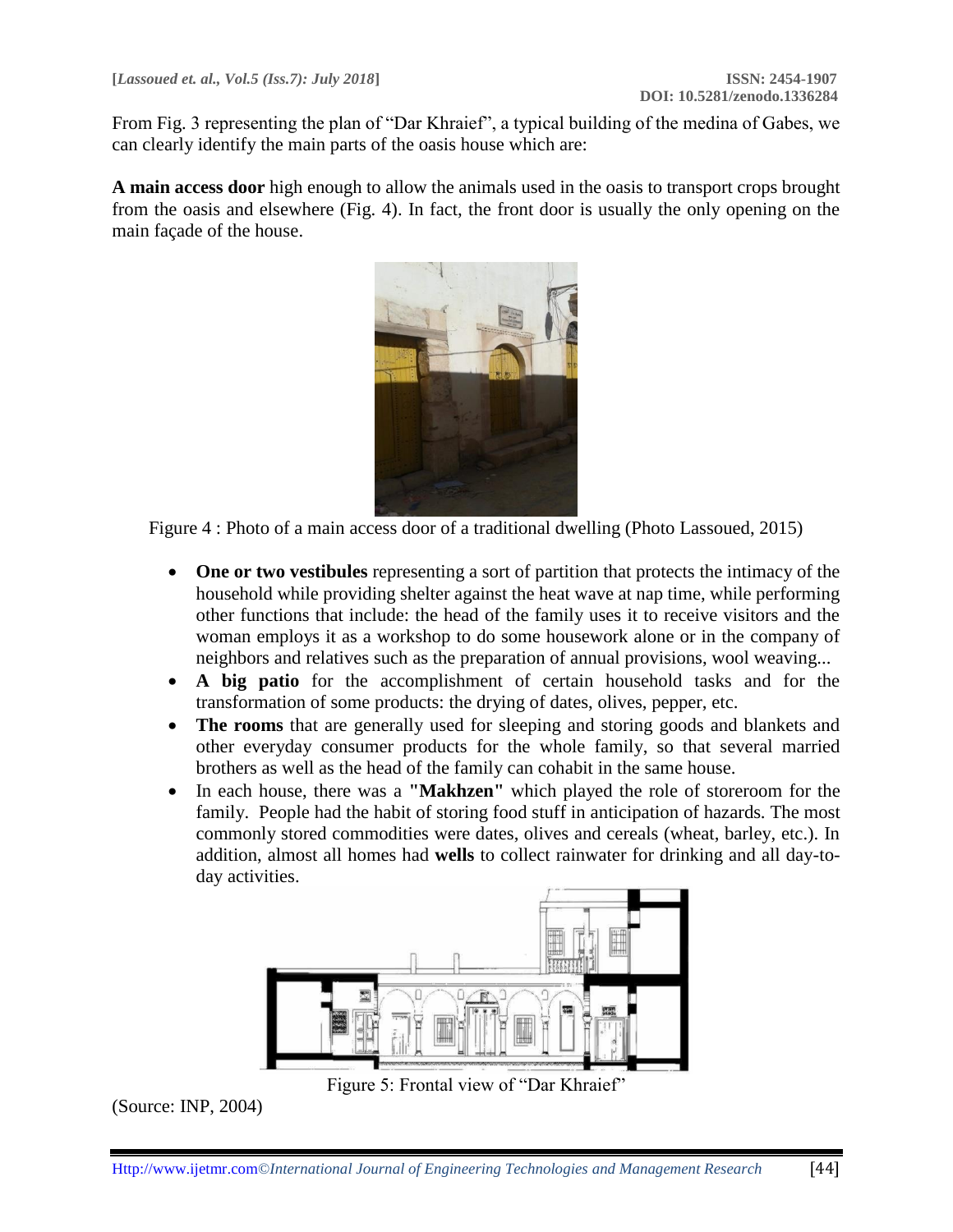From Fig. 3 representing the plan of "Dar Khraief", a typical building of the medina of Gabes, we can clearly identify the main parts of the oasis house which are:

**A main access door** high enough to allow the animals used in the oasis to transport crops brought from the oasis and elsewhere (Fig. 4). In fact, the front door is usually the only opening on the main façade of the house.

Figure 4 : Photo of a main access door of a traditional dwelling (Photo Lassoued, 2015)

- **One or two vestibules** representing a sort of partition that protects the intimacy of the household while providing shelter against the heat wave at nap time, while performing other functions that include: the head of the family uses it to receive visitors and the woman employs it as a workshop to do some housework alone or in the company of neighbors and relatives such as the preparation of annual provisions, wool weaving...
- **A big patio** for the accomplishment of certain household tasks and for the transformation of some products: the drying of dates, olives, pepper, etc.
- **The rooms** that are generally used for sleeping and storing goods and blankets and other everyday consumer products for the whole family, so that several married brothers as well as the head of the family can cohabit in the same house.
- In each house, there was a **"Makhzen"** which played the role of storeroom for the family. People had the habit of storing food stuff in anticipation of hazards. The most commonly stored commodities were dates, olives and cereals (wheat, barley, etc.). In addition, almost all homes had **wells** to collect rainwater for drinking and all day-to-day activities.

Figure 5: Frontal view of "Dar Khraief"

(Source: INP, 2004)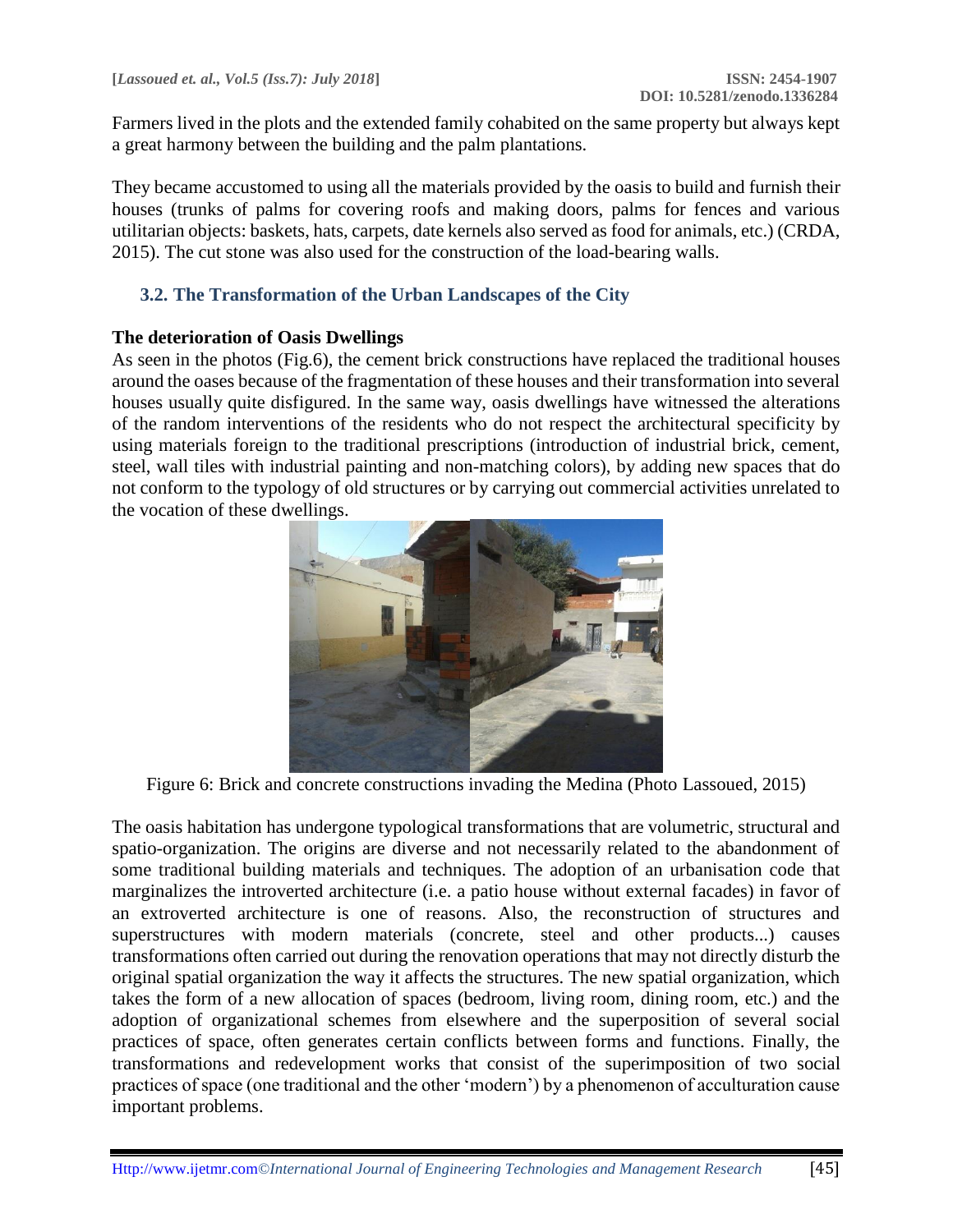Farmers lived in the plots and the extended family cohabited on the same property but always kept a great harmony between the building and the palm plantations.

They became accustomed to using all the materials provided by the oasis to build and furnish their houses (trunks of palms for covering roofs and making doors, palms for fences and various utilitarian objects: baskets, hats, carpets, date kernels also served as food for animals, etc.) (CRDA, 2015). The cut stone was also used for the construction of the load-bearing walls.

### 3.2. The Transformation of the Urban Landscapes of the City

**The deterioration of Oasis Dwellings**

As seen in the photos (Fig.6), the cement brick constructions have replaced the traditional houses around the oases because of the fragmentation of these houses and their transformation into several houses usually quite disfigured. In the same way, oasis dwellings have witnessed the alterations of the random interventions of the residents who do not respect the architectural specificity by using materials foreign to the traditional prescriptions (introduction of industrial brick, cement, steel, wall tiles with industrial painting and non-matching colors), by adding new spaces that do not conform to the typology of old structures or by carrying out commercial activities unrelated to the vocation of these dwellings.

Figure 6: Brick and concrete constructions invading the Medina (Photo Lassoued, 2015)

The oasis habitation has undergone typological transformations that are volumetric, structural and spatio-organization. The origins are diverse and not necessarily related to the abandonment of some traditional building materials and techniques. The adoption of an urbanisation code that marginalizes the introverted architecture (i.e. a patio house without external facades) in favor of an extroverted architecture is one of reasons. Also, the reconstruction of structures and superstructures with modern materials (concrete, steel and other products...) causes transformations often carried out during the renovation operations that may not directly disturb the original spatial organization the way it affects the structures. The new spatial organization, which takes the form of a new allocation of spaces (bedroom, living room, dining room, etc.) and the adoption of organizational schemes from elsewhere and the superposition of several social practices of space, often generates certain conflicts between forms and functions. Finally, the transformations and redevelopment works that consist of the superimposition of two social practices of space (one traditional and the other 'modern') by a phenomenon of acculturation cause important problems.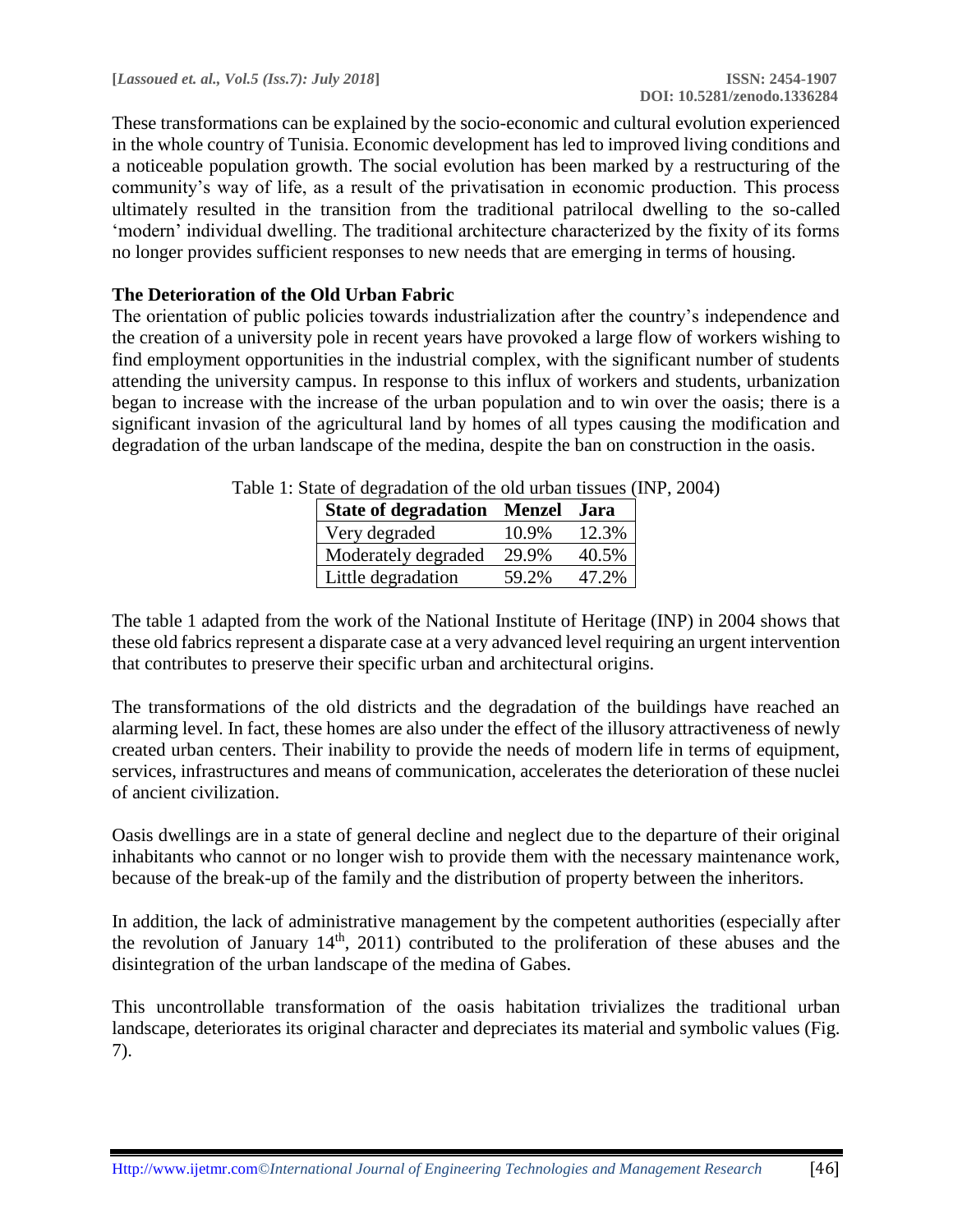These transformations can be explained by the socio-economic and cultural evolution experienced in the whole country of Tunisia. Economic development has led to improved living conditions and a noticeable population growth. The social evolution has been marked by a restructuring of the community's way of life, as a result of the privatisation in economic production. This process ultimately resulted in the transition from the traditional patrilocal dwelling to the so-called 'modern' individual dwelling. The traditional architecture characterized by the fixity of its forms no longer provides sufficient responses to new needs that are emerging in terms of housing.

**The Deterioration of the Old Urban Fabric**

The orientation of public policies towards industrialization after the country's independence and the creation of a university pole in recent years have provoked a large flow of workers wishing to find employment opportunities in the industrial complex, with the significant number of students attending the university campus. In response to this influx of workers and students, urbanization began to increase with the increase of the urban population and to win over the oasis; there is a significant invasion of the agricultural land by homes of all types causing the modification and degradation of the urban landscape of the medina, despite the ban on construction in the oasis.

Table 1: State of degradation of the old urban tissues (INP, 2004)

| State of degradation | Menzel | Jara |
|---|---|---|
| Very degraded | 10.9% | 12.3% |
| Moderately degraded | 29.9% | 40.5% |
| Little degradation | 59.2% | 47.2% |

The table 1 adapted from the work of the National Institute of Heritage (INP) in 2004 shows that these old fabrics represent a disparate case at a very advanced level requiring an urgent intervention that contributes to preserve their specific urban and architectural origins.

The transformations of the old districts and the degradation of the buildings have reached an alarming level. In fact, these homes are also under the effect of the illusory attractiveness of newly created urban centers. Their inability to provide the needs of modern life in terms of equipment, services, infrastructures and means of communication, accelerates the deterioration of these nuclei of ancient civilization.

Oasis dwellings are in a state of general decline and neglect due to the departure of their original inhabitants who cannot or no longer wish to provide them with the necessary maintenance work, because of the break-up of the family and the distribution of property between the inheritors.

In addition, the lack of administrative management by the competent authorities (especially after the revolution of January 14th, 2011) contributed to the proliferation of these abuses and the disintegration of the urban landscape of the medina of Gabes.

This uncontrollable transformation of the oasis habitation trivializes the traditional urban landscape, deteriorates its original character and depreciates its material and symbolic values (Fig. 7).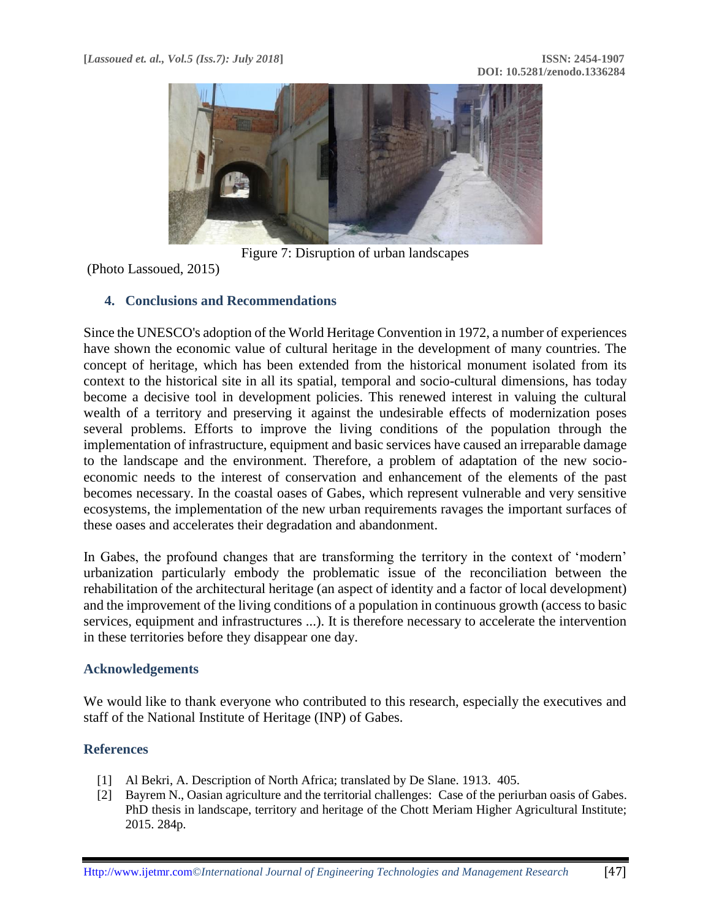Figure 7: Disruption of urban landscapes

(Photo Lassoued, 2015)

## 4. Conclusions and Recommendations

Since the UNESCO's adoption of the World Heritage Convention in 1972, a number of experiences have shown the economic value of cultural heritage in the development of many countries. The concept of heritage, which has been extended from the historical monument isolated from its context to the historical site in all its spatial, temporal and socio-cultural dimensions, has today become a decisive tool in development policies. This renewed interest in valuing the cultural wealth of a territory and preserving it against the undesirable effects of modernization poses several problems. Efforts to improve the living conditions of the population through the implementation of infrastructure, equipment and basic services have caused an irreparable damage to the landscape and the environment. Therefore, a problem of adaptation of the new socio-economic needs to the interest of conservation and enhancement of the elements of the past becomes necessary. In the coastal oases of Gabes, which represent vulnerable and very sensitive ecosystems, the implementation of the new urban requirements ravages the important surfaces of these oases and accelerates their degradation and abandonment.

In Gabes, the profound changes that are transforming the territory in the context of 'modern' urbanization particularly embody the problematic issue of the reconciliation between the rehabilitation of the architectural heritage (an aspect of identity and a factor of local development) and the improvement of the living conditions of a population in continuous growth (access to basic services, equipment and infrastructures ...). It is therefore necessary to accelerate the intervention in these territories before they disappear one day.

## Acknowledgements

We would like to thank everyone who contributed to this research, especially the executives and staff of the National Institute of Heritage (INP) of Gabes.

## References

[1] Al Bekri, A. Description of North Africa; translated by De Slane. 1913. 405.

[2] Bayrem N., Oasian agriculture and the territorial challenges: Case of the periurban oasis of Gabes. PhD thesis in landscape, territory and heritage of the Chott Meriam Higher Agricultural Institute; 2015. 284p.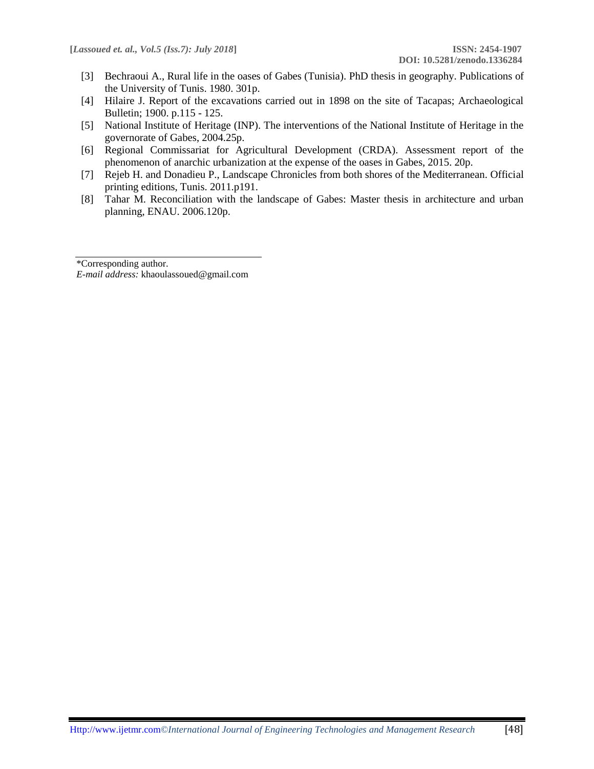[3] Bechraoui A., Rural life in the oases of Gabes (Tunisia). PhD thesis in geography. Publications of the University of Tunis. 1980. 301p.

[4] Hilaire J. Report of the excavations carried out in 1898 on the site of Tacapas; Archaeological Bulletin; 1900. p.115 - 125.

[5] National Institute of Heritage (INP). The interventions of the National Institute of Heritage in the governorate of Gabes, 2004.25p.

[6] Regional Commissariat for Agricultural Development (CRDA). Assessment report of the phenomenon of anarchic urbanization at the expense of the oases in Gabes, 2015. 20p.

[7] Rejeb H. and Donadieu P., Landscape Chronicles from both shores of the Mediterranean. Official printing editions, Tunis. 2011.p191.

[8] Tahar M. Reconciliation with the landscape of Gabes: Master thesis in architecture and urban planning, ENAU. 2006.120p.

---

*Corresponding author.

*E-mail address:* khaoulassoued@gmail.com